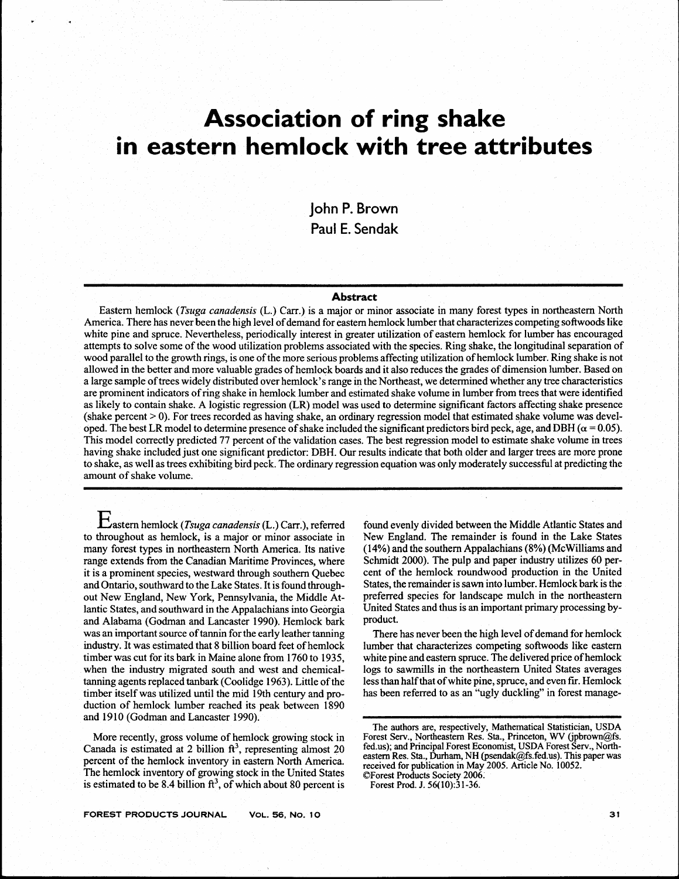# Association of ring shake in eastern hemlock with tree attributes

John P. Brown
Paul E. Sendak

## Abstract

Eastern hemlock (*Tsuga canadensis* (L.) Carr.) is a major or minor associate in many forest types in northeastern North America. There has never been the high level of demand for eastern hemlock lumber that characterizes competing softwoods like white pine and spruce. Nevertheless, periodically interest in greater utilization of eastern hemlock for lumber has encouraged attempts to solve some of the wood utilization problems associated with the species. Ring shake, the longitudinal separation of wood parallel to the growth rings, is one of the more serious problems affecting utilization of hemlock lumber. Ring shake is not allowed in the better and more valuable grades of hemlock boards and it also reduces the grades of dimension lumber. Based on a large sample of trees widely distributed over hemlock's range in the Northeast, we determined whether any tree characteristics are prominent indicators of ring shake in hemlock lumber and estimated shake volume in lumber from trees that were identified as likely to contain shake. A logistic regression (LR) model was used to determine significant factors affecting shake presence (shake percent > 0). For trees recorded as having shake, an ordinary regression model that estimated shake volume was developed. The best LR model to determine presence of shake included the significant predictors bird peck, age, and DBH ($\alpha = 0.05$). This model correctly predicted 77 percent of the validation cases. The best regression model to estimate shake volume in trees having shake included just one significant predictor: DBH. Our results indicate that both older and larger trees are more prone to shake, as well as trees exhibiting bird peck. The ordinary regression equation was only moderately successful at predicting the amount of shake volume.

Eastern hemlock (*Tsuga canadensis* (L.) Carr.), referred to throughout as hemlock, is a major or minor associate in many forest types in northeastern North America. Its native range extends from the Canadian Maritime Provinces, where it is a prominent species, westward through southern Quebec and Ontario, southward to the Lake States. It is found throughout New England, New York, Pennsylvania, the Middle Atlantic States, and southward in the Appalachians into Georgia and Alabama (Godman and Lancaster 1990). Hemlock bark was an important source of tannin for the early leather tanning industry. It was estimated that 8 billion board feet of hemlock timber was cut for its bark in Maine alone from 1760 to 1935, when the industry migrated south and west and chemical-tanning agents replaced tanbark (Coolidge 1963). Little of the timber itself was utilized until the mid 19th century and production of hemlock lumber reached its peak between 1890 and 1910 (Godman and Lancaster 1990).

More recently, gross volume of hemlock growing stock in Canada is estimated at 2 billion ft$^3$, representing almost 20 percent of the hemlock inventory in eastern North America. The hemlock inventory of growing stock in the United States is estimated to be 8.4 billion ft$^3$, of which about 80 percent is found evenly divided between the Middle Atlantic States and New England. The remainder is found in the Lake States (14%) and the southern Appalachians (8%) (McWilliams and Schmidt 2000). The pulp and paper industry utilizes 60 percent of the hemlock roundwood production in the United States, the remainder is sawn into lumber. Hemlock bark is the preferred species for landscape mulch in the northeastern United States and thus is an important primary processing by-product.

There has never been the high level of demand for hemlock lumber that characterizes competing softwoods like eastern white pine and eastern spruce. The delivered price of hemlock logs to sawmills in the northeastern United States averages less than half that of white pine, spruce, and even fir. Hemlock has been referred to as an "ugly duckling" in forest manage-

The authors are, respectively, Mathematical Statistician, USDA Forest Serv., Northeastern Res. Sta., Princeton, WV (jpbrown@fs.fed.us); and Principal Forest Economist, USDA Forest Serv., Northeastern Res. Sta., Durham, NH (psendak@fs.fed.us). This paper was received for publication in May 2005. Article No. 10052.
©Forest Products Society 2006.
Forest Prod. J. 56(10):31-36.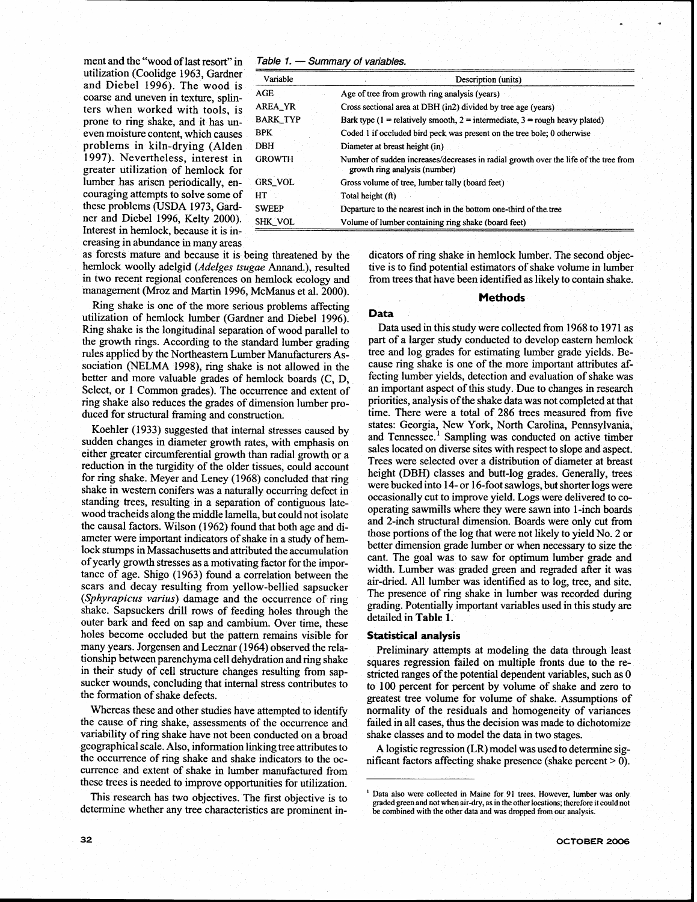ment and the "wood of last resort" in utilization (Coolidge 1963, Gardner and Diebel 1996). The wood is coarse and uneven in texture, splinters when worked with tools, is prone to ring shake, and it has uneven moisture content, which causes problems in kiln-drying (Alden 1997). Nevertheless, interest in greater utilization of hemlock for lumber has arisen periodically, encouraging attempts to solve some of these problems (USDA 1973, Gardner and Diebel 1996, Kelty 2000). Interest in hemlock, because it is increasing in abundance in many areas as forests mature and because it is being threatened by the hemlock woolly adelgid (*Adelges tsugae* Annand.), resulted in two recent regional conferences on hemlock ecology and management (Mroz and Martin 1996, McManus et al. 2000).

*Table 1. — Summary of variables.*

| Variable | Description (units) |
|---|---|
| AGE | Age of tree from growth ring analysis (years) |
| AREA_YR | Cross sectional area at DBH (in2) divided by tree age (years) |
| BARK_TYP | Bark type (1 = relatively smooth, 2 = intermediate, 3 = rough heavy plated) |
| BPK | Coded 1 if occluded bird peck was present on the tree bole; 0 otherwise |
| DBH | Diameter at breast height (in) |
| GROWTH | Number of sudden increases/decreases in radial growth over the life of the tree from growth ring analysis (number) |
| GRS_VOL | Gross volume of tree, lumber tally (board feet) |
| HT | Total height (ft) |
| SWEEP | Departure to the nearest inch in the bottom one-third of the tree |
| SHK_VOL | Volume of lumber containing ring shake (board feet) |

Ring shake is one of the more serious problems affecting utilization of hemlock lumber (Gardner and Diebel 1996). Ring shake is the longitudinal separation of wood parallel to the growth rings. According to the standard lumber grading rules applied by the Northeastern Lumber Manufacturers Association (NELMA 1998), ring shake is not allowed in the better and more valuable grades of hemlock boards (C, D, Select, or 1 Common grades). The occurrence and extent of ring shake also reduces the grades of dimension lumber produced for structural framing and construction.

Koehler (1933) suggested that internal stresses caused by sudden changes in diameter growth rates, with emphasis on either greater circumferential growth than radial growth or a reduction in the turgidity of the older tissues, could account for ring shake. Meyer and Leney (1968) concluded that ring shake in western conifers was a naturally occurring defect in standing trees, resulting in a separation of contiguous latewood tracheids along the middle lamella, but could not isolate the causal factors. Wilson (1962) found that both age and diameter were important indicators of shake in a study of hemlock stumps in Massachusetts and attributed the accumulation of yearly growth stresses as a motivating factor for the importance of age. Shigo (1963) found a correlation between the scars and decay resulting from yellow-bellied sapsucker (*Sphyrapicus varius*) damage and the occurrence of ring shake. Sapsuckers drill rows of feeding holes through the outer bark and feed on sap and cambium. Over time, these holes become occluded but the pattern remains visible for many years. Jorgensen and Lecznar (1964) observed the relationship between parenchyma cell dehydration and ring shake in their study of cell structure changes resulting from sapsucker wounds, concluding that internal stress contributes to the formation of shake defects.

Whereas these and other studies have attempted to identify the cause of ring shake, assessments of the occurrence and variability of ring shake have not been conducted on a broad geographical scale. Also, information linking tree attributes to the occurrence of ring shake and shake indicators to the occurrence and extent of shake in lumber manufactured from these trees is needed to improve opportunities for utilization.

This research has two objectives. The first objective is to determine whether any tree characteristics are prominent indicators of ring shake in hemlock lumber. The second objective is to find potential estimators of shake volume in lumber from trees that have been identified as likely to contain shake.

## Methods

### Data

Data used in this study were collected from 1968 to 1971 as part of a larger study conducted to develop eastern hemlock tree and log grades for estimating lumber grade yields. Because ring shake is one of the more important attributes affecting lumber yields, detection and evaluation of shake was an important aspect of this study. Due to changes in research priorities, analysis of the shake data was not completed at that time. There were a total of 286 trees measured from five states: Georgia, New York, North Carolina, Pennsylvania, and Tennessee.[1] Sampling was conducted on active timber sales located on diverse sites with respect to slope and aspect. Trees were selected over a distribution of diameter at breast height (DBH) classes and butt-log grades. Generally, trees were bucked into 14- or 16-foot sawlogs, but shorter logs were occasionally cut to improve yield. Logs were delivered to cooperating sawmills where they were sawn into 1-inch boards and 2-inch structural dimension. Boards were only cut from those portions of the log that were not likely to yield No. 2 or better dimension grade lumber or when necessary to size the cant. The goal was to saw for optimum lumber grade and width. Lumber was graded green and regraded after it was air-dried. All lumber was identified as to log, tree, and site. The presence of ring shake in lumber was recorded during grading. Potentially important variables used in this study are detailed in **Table 1**.

### Statistical analysis

Preliminary attempts at modeling the data through least squares regression failed on multiple fronts due to the restricted ranges of the potential dependent variables, such as 0 to 100 percent for percent by volume of shake and zero to greatest tree volume for volume of shake. Assumptions of normality of the residuals and homogeneity of variances failed in all cases, thus the decision was made to dichotomize shake classes and to model the data in two stages.

A logistic regression (LR) model was used to determine significant factors affecting shake presence (shake percent > 0).

[1] Data also were collected in Maine for 91 trees. However, lumber was only graded green and not when air-dry, as in the other locations; therefore it could not be combined with the other data and was dropped from our analysis.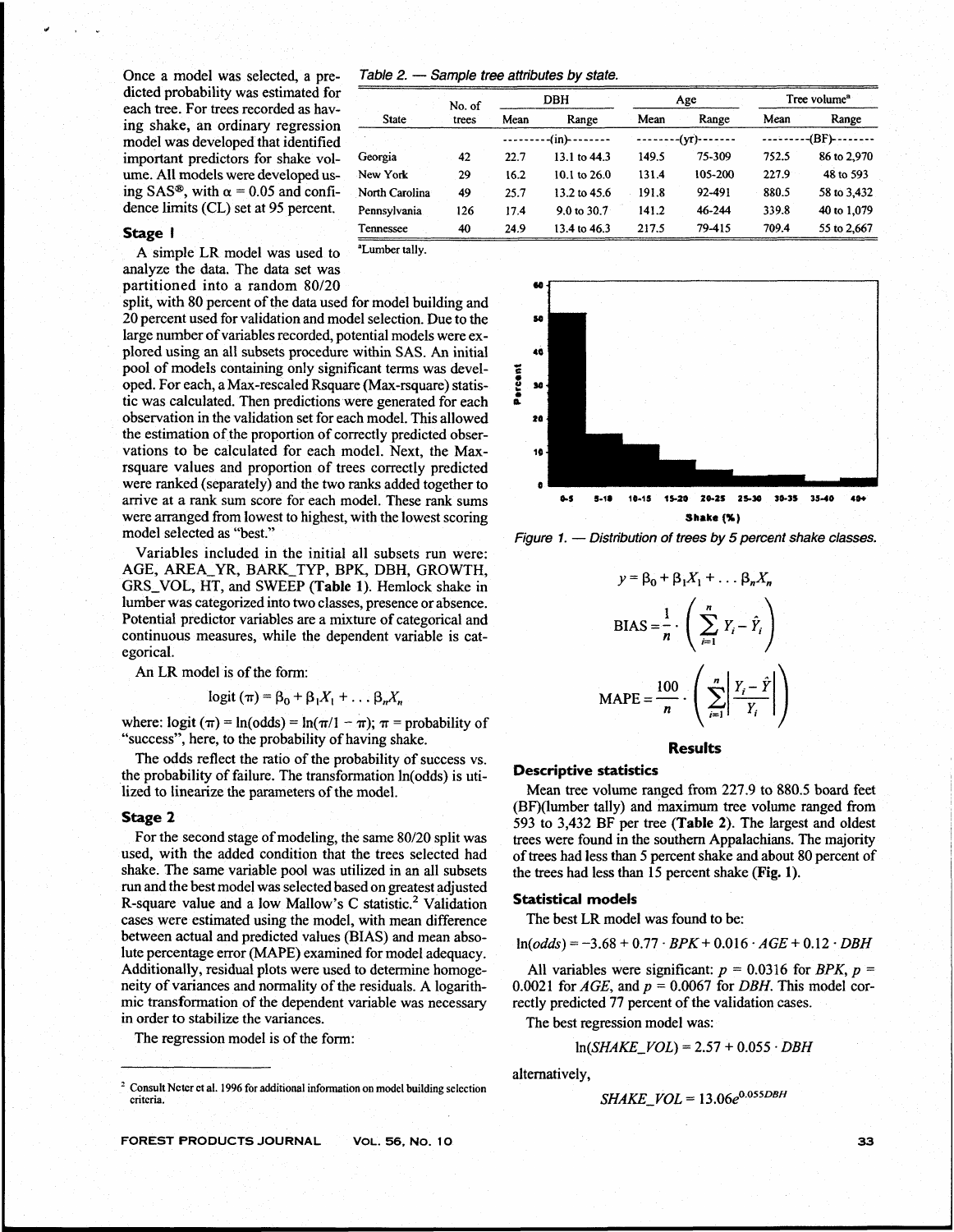Once a model was selected, a predicted probability was estimated for each tree. For trees recorded as having shake, an ordinary regression model was developed that identified important predictors for shake volume. All models were developed using SAS®, with $\alpha = 0.05$ and confidence limits (CL) set at 95 percent.

### Stage 1

A simple LR model was used to analyze the data. The data set was partitioned into a random 80/20 split, with 80 percent of the data used for model building and 20 percent used for validation and model selection. Due to the large number of variables recorded, potential models were explored using an all subsets procedure within SAS. An initial pool of models containing only significant terms was developed. For each, a Max-rescaled Rsquare (Max-rsquare) statistic was calculated. Then predictions were generated for each observation in the validation set for each model. This allowed the estimation of the proportion of correctly predicted observations to be calculated for each model. Next, the Max-rsquare values and proportion of trees correctly predicted were ranked (separately) and the two ranks added together to arrive at a rank sum score for each model. These rank sums were arranged from lowest to highest, with the lowest scoring model selected as "best."

Variables included in the initial all subsets run were: AGE, AREA_YR, BARK_TYP, BPK, DBH, GROWTH, GRS_VOL, HT, and SWEEP (**Table 1**). Hemlock shake in lumber was categorized into two classes, presence or absence. Potential predictor variables are a mixture of categorical and continuous measures, while the dependent variable is categorical.

An LR model is of the form:

$$\text{logit}(\pi) = \beta_0 + \beta_1 X_1 + \ldots \beta_n X_n$$

where: $\text{logit}(\pi) = \ln(\text{odds}) = \ln(\pi/1 - \pi)$; $\pi$ = probability of "success", here, to the probability of having shake.

The odds reflect the ratio of the probability of success vs. the probability of failure. The transformation ln(odds) is utilized to linearize the parameters of the model.

### Stage 2

For the second stage of modeling, the same 80/20 split was used, with the added condition that the trees selected had shake. The same variable pool was utilized in an all subsets run and the best model was selected based on greatest adjusted R-square value and a low Mallow's C statistic.[2] Validation cases were estimated using the model, with mean difference between actual and predicted values (BIAS) and mean absolute percentage error (MAPE) examined for model adequacy. Additionally, residual plots were used to determine homogeneity of variances and normality of the residuals. A logarithmic transformation of the dependent variable was necessary in order to stabilize the variances.

The regression model is of the form:

[2] Consult Neter et al. 1996 for additional information on model building selection criteria.

*Table 2. — Sample tree attributes by state.*

| State | No. of trees | DBH | | Age | | Tree volume[a] | |
|---|---|---|---|---|---|---|---|
| | | Mean | Range | Mean | Range | Mean | Range |
| | | (in) | | (yr) | | (BF) | |
| Georgia | 42 | 22.7 | 13.1 to 44.3 | 149.5 | 75-309 | 752.5 | 86 to 2,970 |
| New York | 29 | 16.2 | 10.1 to 26.0 | 131.4 | 105-200 | 227.9 | 48 to 593 |
| North Carolina | 49 | 25.7 | 13.2 to 45.6 | 191.8 | 92-491 | 880.5 | 58 to 3,432 |
| Pennsylvania | 126 | 17.4 | 9.0 to 30.7 | 141.2 | 46-244 | 339.8 | 40 to 1,079 |
| Tennessee | 40 | 24.9 | 13.4 to 46.3 | 217.5 | 79-415 | 709.4 | 55 to 2,667 |

[a]Lumber tally.

*Figure 1. — Distribution of trees by 5 percent shake classes.*

$$y = \beta_0 + \beta_1 X_1 + \ldots \beta_n X_n$$

$$\text{BIAS} = \frac{1}{n} \cdot \left( \sum_{i=1}^{n} Y_i - \hat{Y}_i \right)$$

$$\text{MAPE} = \frac{100}{n} \cdot \left( \sum_{i=1}^{n} \left| \frac{Y_i - \hat{Y}}{Y_i} \right| \right)$$

## Results

### Descriptive statistics

Mean tree volume ranged from 227.9 to 880.5 board feet (BF)(lumber tally) and maximum tree volume ranged from 593 to 3,432 BF per tree (**Table 2**). The largest and oldest trees were found in the southern Appalachians. The majority of trees had less than 5 percent shake and about 80 percent of the trees had less than 15 percent shake (**Fig. 1**).

### Statistical models

The best LR model was found to be:

$$\ln(odds) = -3.68 + 0.77 \cdot BPK + 0.016 \cdot AGE + 0.12 \cdot DBH$$

All variables were significant: $p = 0.0316$ for $BPK$, $p = 0.0021$ for $AGE$, and $p = 0.0067$ for $DBH$. This model correctly predicted 77 percent of the validation cases.

The best regression model was:

$$\ln(SHAKE\_VOL) = 2.57 + 0.055 \cdot DBH$$

alternatively,

$$SHAKE\_VOL = 13.06e^{0.055DBH}$$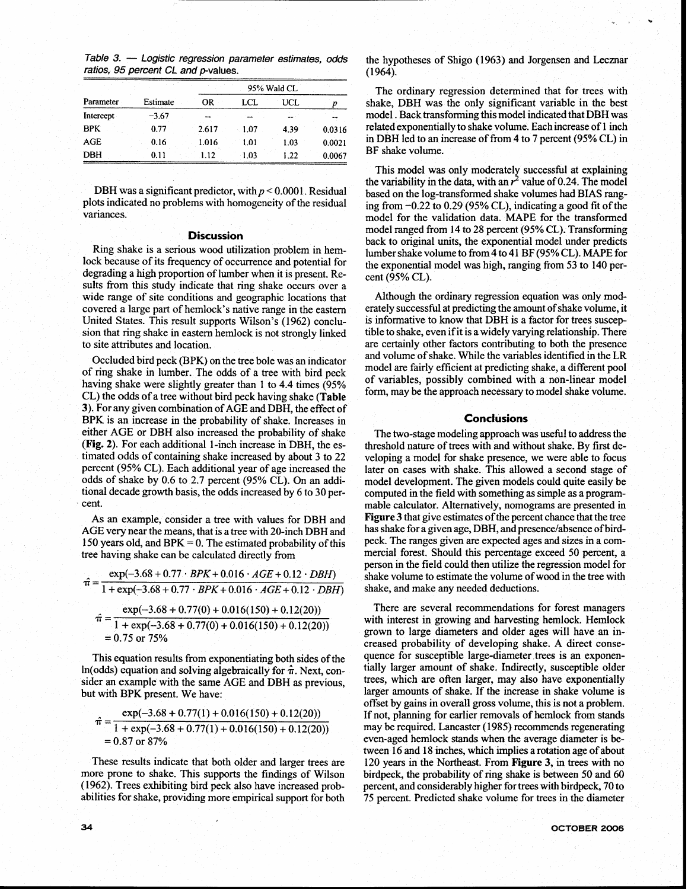*Table 3. — Logistic regression parameter estimates, odds ratios, 95 percent CL and p-values.*

| Parameter | Estimate | OR | 95% Wald CL LCL | UCL | $p$ |
|---|---|---|---|---|---|
| Intercept | −3.67 | -- | -- | -- | -- |
| BPK | 0.77 | 2.617 | 1.07 | 4.39 | 0.0316 |
| AGE | 0.16 | 1.016 | 1.01 | 1.03 | 0.0021 |
| DBH | 0.11 | 1.12 | 1.03 | 1.22 | 0.0067 |

DBH was a significant predictor, with $p < 0.0001$. Residual plots indicated no problems with homogeneity of the residual variances.

## Discussion

Ring shake is a serious wood utilization problem in hemlock because of its frequency of occurrence and potential for degrading a high proportion of lumber when it is present. Results from this study indicate that ring shake occurs over a wide range of site conditions and geographic locations that covered a large part of hemlock's native range in the eastern United States. This result supports Wilson's (1962) conclusion that ring shake in eastern hemlock is not strongly linked to site attributes and location.

Occluded bird peck (BPK) on the tree bole was an indicator of ring shake in lumber. The odds of a tree with bird peck having shake were slightly greater than 1 to 4.4 times (95% CL) the odds of a tree without bird peck having shake (**Table 3**). For any given combination of AGE and DBH, the effect of BPK is an increase in the probability of shake. Increases in either AGE or DBH also increased the probability of shake (**Fig. 2**). For each additional 1-inch increase in DBH, the estimated odds of containing shake increased by about 3 to 22 percent (95% CL). Each additional year of age increased the odds of shake by 0.6 to 2.7 percent (95% CL). On an additional decade growth basis, the odds increased by 6 to 30 percent.

As an example, consider a tree with values for DBH and AGE very near the means, that is a tree with 20-inch DBH and 150 years old, and BPK = 0. The estimated probability of this tree having shake can be calculated directly from

$$\hat{\pi} = \frac{\exp(-3.68 + 0.77 \cdot BPK + 0.016 \cdot AGE + 0.12 \cdot DBH)}{1 + \exp(-3.68 + 0.77 \cdot BPK + 0.016 \cdot AGE + 0.12 \cdot DBH)}$$

$$\hat{\pi} = \frac{\exp(-3.68 + 0.77(0) + 0.016(150) + 0.12(20))}{1 + \exp(-3.68 + 0.77(0) + 0.016(150) + 0.12(20))} = 0.75 \text{ or } 75\%$$

This equation results from exponentiating both sides of the ln(odds) equation and solving algebraically for $\hat{\pi}$. Next, consider an example with the same AGE and DBH as previous, but with BPK present. We have:

$$\hat{\pi} = \frac{\exp(-3.68 + 0.77(1) + 0.016(150) + 0.12(20))}{1 + \exp(-3.68 + 0.77(1) + 0.016(150) + 0.12(20))} = 0.87 \text{ or } 87\%$$

These results indicate that both older and larger trees are more prone to shake. This supports the findings of Wilson (1962). Trees exhibiting bird peck also have increased probabilities for shake, providing more empirical support for both the hypotheses of Shigo (1963) and Jorgensen and Lecznar (1964).

The ordinary regression determined that for trees with shake, DBH was the only significant variable in the best model. Back transforming this model indicated that DBH was related exponentially to shake volume. Each increase of 1 inch in DBH led to an increase of from 4 to 7 percent (95% CL) in BF shake volume.

This model was only moderately successful at explaining the variability in the data, with an $r^2$ value of 0.24. The model based on the log-transformed shake volumes had BIAS ranging from −0.22 to 0.29 (95% CL), indicating a good fit of the model for the validation data. MAPE for the transformed model ranged from 14 to 28 percent (95% CL). Transforming back to original units, the exponential model under predicts lumber shake volume to from 4 to 41 BF (95% CL). MAPE for the exponential model was high, ranging from 53 to 140 percent (95% CL).

Although the ordinary regression equation was only moderately successful at predicting the amount of shake volume, it is informative to know that DBH is a factor for trees susceptible to shake, even if it is a widely varying relationship. There are certainly other factors contributing to both the presence and volume of shake. While the variables identified in the LR model are fairly efficient at predicting shake, a different pool of variables, possibly combined with a non-linear model form, may be the approach necessary to model shake volume.

## Conclusions

The two-stage modeling approach was useful to address the threshold nature of trees with and without shake. By first developing a model for shake presence, we were able to focus later on cases with shake. This allowed a second stage of model development. The given models could quite easily be computed in the field with something as simple as a programmable calculator. Alternatively, nomograms are presented in **Figure 3** that give estimates of the percent chance that the tree has shake for a given age, DBH, and presence/absence of birdpeck. The ranges given are expected ages and sizes in a commercial forest. Should this percentage exceed 50 percent, a person in the field could then utilize the regression model for shake volume to estimate the volume of wood in the tree with shake, and make any needed deductions.

There are several recommendations for forest managers with interest in growing and harvesting hemlock. Hemlock grown to large diameters and older ages will have an increased probability of developing shake. A direct consequence for susceptible large-diameter trees is an exponentially larger amount of shake. Indirectly, susceptible older trees, which are often larger, may also have exponentially larger amounts of shake. If the increase in shake volume is offset by gains in overall gross volume, this is not a problem. If not, planning for earlier removals of hemlock from stands may be required. Lancaster (1985) recommends regenerating even-aged hemlock stands when the average diameter is between 16 and 18 inches, which implies a rotation age of about 120 years in the Northeast. From **Figure 3**, in trees with no birdpeck, the probability of ring shake is between 50 and 60 percent, and considerably higher for trees with birdpeck, 70 to 75 percent. Predicted shake volume for trees in the diameter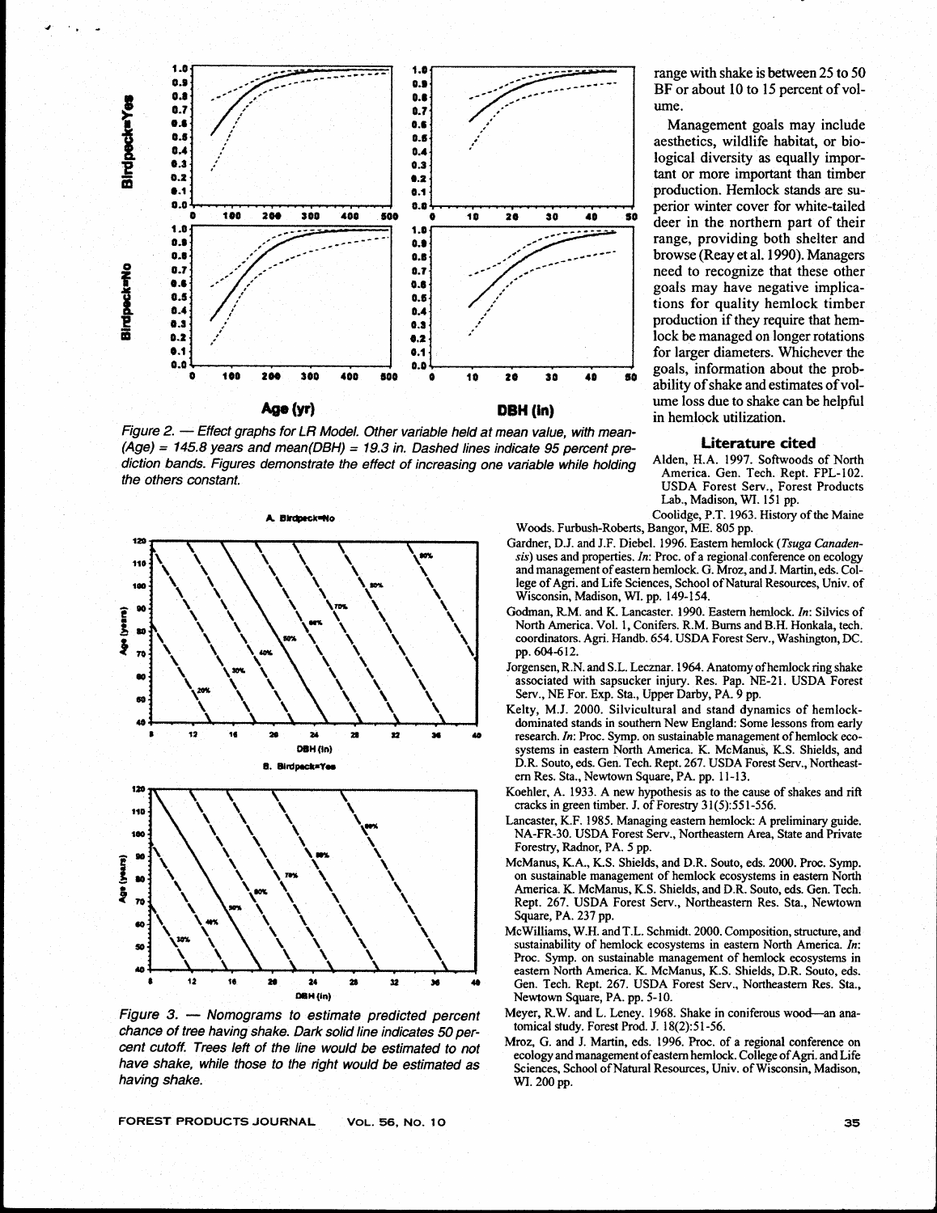Figure 2. — Effect graphs for LR Model. Other variable held at mean value, with mean(Age) = 145.8 years and mean(DBH) = 19.3 in. Dashed lines indicate 95 percent prediction bands. Figures demonstrate the effect of increasing one variable while holding the others constant.

Figure 3. — Nomograms to estimate predicted percent chance of tree having shake. Dark solid line indicates 50 percent cutoff. Trees left of the line would be estimated to not have shake, while those to the right would be estimated as having shake.

range with shake is between 25 to 50 BF or about 10 to 15 percent of volume.

Management goals may include aesthetics, wildlife habitat, or biological diversity as equally important or more important than timber production. Hemlock stands are superior winter cover for white-tailed deer in the northern part of their range, providing both shelter and browse (Reay et al. 1990). Managers need to recognize that these other goals may have negative implications for quality hemlock timber production if they require that hemlock be managed on longer rotations for larger diameters. Whichever the goals, information about the probability of shake and estimates of volume loss due to shake can be helpful in hemlock utilization.

## Literature cited

Alden, H.A. 1997. Softwoods of North America. Gen. Tech. Rept. FPL-102. USDA Forest Serv., Forest Products Lab., Madison, WI. 151 pp.

Coolidge, P.T. 1963. History of the Maine Woods. Furbush-Roberts, Bangor, ME. 805 pp.

Gardner, D.J. and J.F. Diebel. 1996. Eastern hemlock (*Tsuga Canadensis*) uses and properties. *In*: Proc. of a regional conference on ecology and management of eastern hemlock. G. Mroz, and J. Martin, eds. College of Agri. and Life Sciences, School of Natural Resources, Univ. of Wisconsin, Madison, WI. pp. 149-154.

Godman, R.M. and K. Lancaster. 1990. Eastern hemlock. *In*: Silvics of North America. Vol. 1, Conifers. R.M. Burns and B.H. Honkala, tech. coordinators. Agri. Handb. 654. USDA Forest Serv., Washington, DC. pp. 604-612.

Jorgensen, R.N. and S.L. Lecznar. 1964. Anatomy of hemlock ring shake associated with sapsucker injury. Res. Pap. NE-21. USDA Forest Serv., NE For. Exp. Sta., Upper Darby, PA. 9 pp.

Kelty, M.J. 2000. Silvicultural and stand dynamics of hemlock-dominated stands in southern New England: Some lessons from early research. *In*: Proc. Symp. on sustainable management of hemlock ecosystems in eastern North America. K. McManus, K.S. Shields, and D.R. Souto, eds. Gen. Tech. Rept. 267. USDA Forest Serv., Northeastern Res. Sta., Newtown Square, PA. pp. 11-13.

Koehler, A. 1933. A new hypothesis as to the cause of shakes and rift cracks in green timber. J. of Forestry 31(5):551-556.

Lancaster, K.F. 1985. Managing eastern hemlock: A preliminary guide. NA-FR-30. USDA Forest Serv., Northeastern Area, State and Private Forestry, Radnor, PA. 5 pp.

McManus, K.A., K.S. Shields, and D.R. Souto, eds. 2000. Proc. Symp. on sustainable management of hemlock ecosystems in eastern North America. K. McManus, K.S. Shields, and D.R. Souto, eds. Gen. Tech. Rept. 267. USDA Forest Serv., Northeastern Res. Sta., Newtown Square, PA. 237 pp.

McWilliams, W.H. and T.L. Schmidt. 2000. Composition, structure, and sustainability of hemlock ecosystems in eastern North America. *In*: Proc. Symp. on sustainable management of hemlock ecosystems in eastern North America. K. McManus, K.S. Shields, D.R. Souto, eds. Gen. Tech. Rept. 267. USDA Forest Serv., Northeastern Res. Sta., Newtown Square, PA. pp. 5-10.

Meyer, R.W. and L. Leney. 1968. Shake in coniferous wood—an anatomical study. Forest Prod. J. 18(2):51-56.

Mroz, G. and J. Martin, eds. 1996. Proc. of a regional conference on ecology and management of eastern hemlock. College of Agri. and Life Sciences, School of Natural Resources, Univ. of Wisconsin, Madison, WI. 200 pp.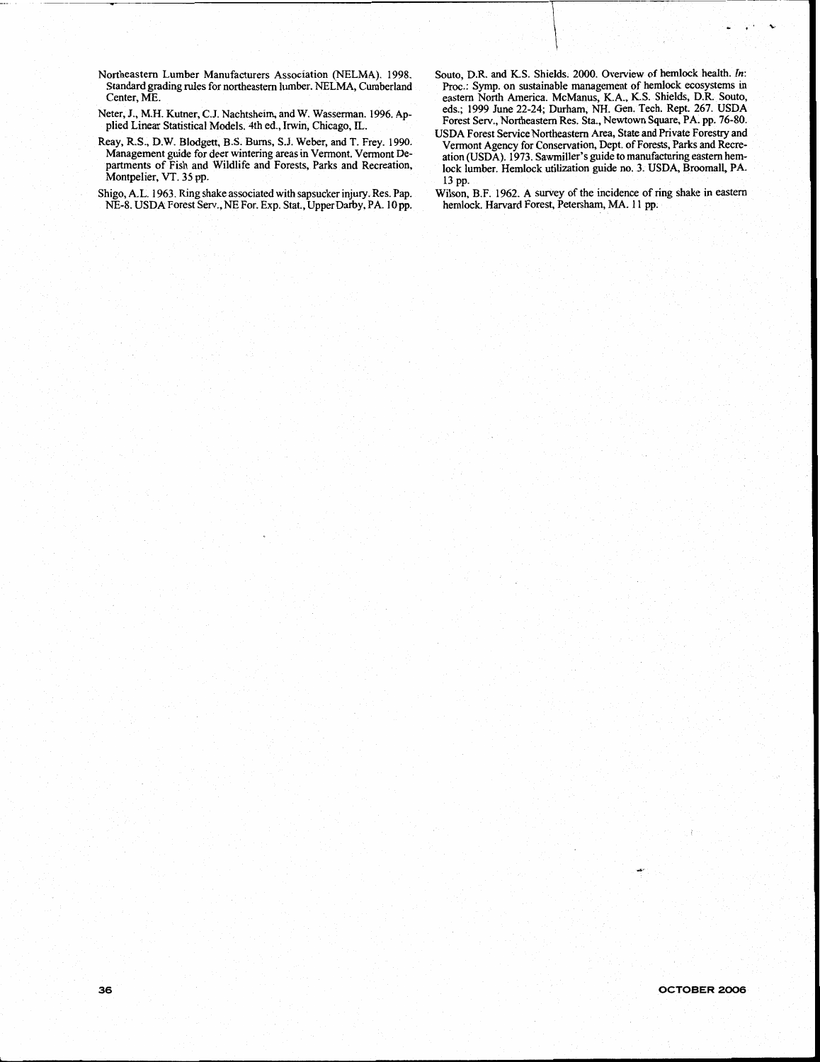Northeastern Lumber Manufacturers Association (NELMA). 1998. Standard grading rules for northeastern lumber. NELMA, Cumberland Center, ME.

Neter, J., M.H. Kutner, C.J. Nachtsheim, and W. Wasserman. 1996. Applied Linear Statistical Models. 4th ed., Irwin, Chicago, IL.

Reay, R.S., D.W. Blodgett, B.S. Burns, S.J. Weber, and T. Frey. 1990. Management guide for deer wintering areas in Vermont. Vermont Departments of Fish and Wildlife and Forests, Parks and Recreation, Montpelier, VT. 35 pp.

Shigo, A.L. 1963. Ring shake associated with sapsucker injury. Res. Pap. NE-8. USDA Forest Serv., NE For. Exp. Stat., Upper Darby, PA. 10 pp.

Souto, D.R. and K.S. Shields. 2000. Overview of hemlock health. *In*: Proc.: Symp. on sustainable management of hemlock ecosystems in eastern North America. McManus, K.A., K.S. Shields, D.R. Souto, eds.; 1999 June 22-24; Durham, NH. Gen. Tech. Rept. 267. USDA Forest Serv., Northeastern Res. Sta., Newtown Square, PA. pp. 76-80.

USDA Forest Service Northeastern Area, State and Private Forestry and Vermont Agency for Conservation, Dept. of Forests, Parks and Recreation (USDA). 1973. Sawmiller's guide to manufacturing eastern hemlock lumber. Hemlock utilization guide no. 3. USDA, Broomall, PA. 13 pp.

Wilson, B.F. 1962. A survey of the incidence of ring shake in eastern hemlock. Harvard Forest, Petersham, MA. 11 pp.